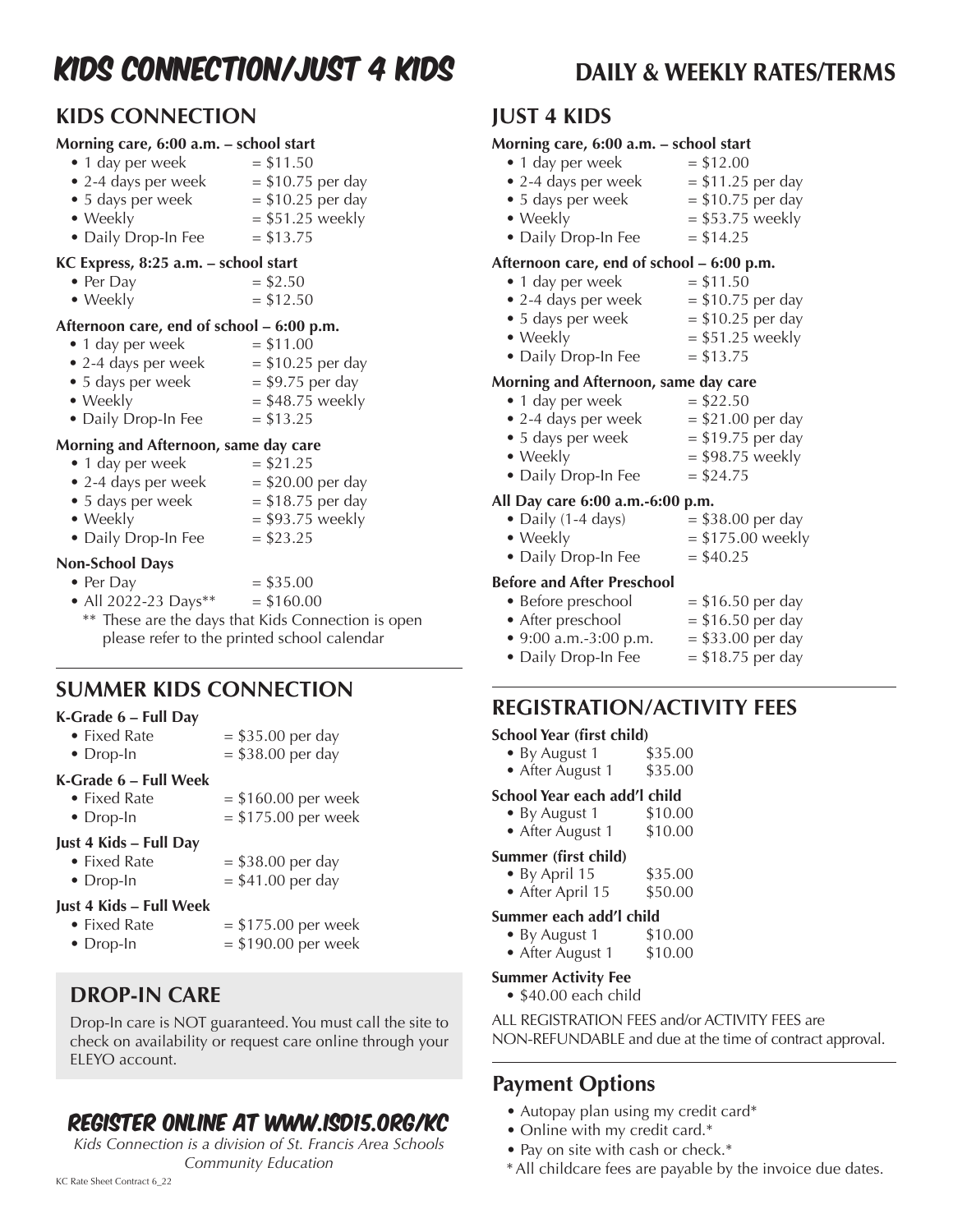# KIDS CONNECTION/JUST 4 KIDS

## DAILY & WEEKLY RATES/TERMS

## KIDS CONNECTION

**Morning care, 6:00 a.m. – school start**

- 1 day per week = $11.50
- 2-4 days per week = $10.75 per day
- 5 days per week = $10.25 per day
- Weekly = $51.25 weekly
- Daily Drop-In Fee = $13.75

**KC Express, 8:25 a.m. – school start**

- Per Day = $2.50
- Weekly = $12.50

**Afternoon care, end of school – 6:00 p.m.**

- 1 day per week = $11.00
- 2-4 days per week = $10.25 per day
- 5 days per week = $9.75 per day
- Weekly = $48.75 weekly
- Daily Drop-In Fee = $13.25

**Morning and Afternoon, same day care**

- 1 day per week = $21.25
- 2-4 days per week = $20.00 per day
- 5 days per week = $18.75 per day
- Weekly = $93.75 weekly
- Daily Drop-In Fee = $23.25

**Non-School Days**

- Per Day = $35.00
- All 2022-23 Days** = $160.00

** These are the days that Kids Connection is open please refer to the printed school calendar

## SUMMER KIDS CONNECTION

**K-Grade 6 – Full Day**

- Fixed Rate = $35.00 per day
- Drop-In = $38.00 per day

**K-Grade 6 – Full Week**

- Fixed Rate = $160.00 per week
- Drop-In = $175.00 per week

**Just 4 Kids – Full Day**

- Fixed Rate = $38.00 per day
- Drop-In = $41.00 per day

**Just 4 Kids – Full Week**

- Fixed Rate = $175.00 per week
- Drop-In = $190.00 per week

## DROP-IN CARE

Drop-In care is NOT guaranteed. You must call the site to check on availability or request care online through your ELEYO account.

## REGISTER ONLINE AT WWW.ISD15.ORG/KC

*Kids Connection is a division of St. Francis Area Schools Community Education*

## JUST 4 KIDS

**Morning care, 6:00 a.m. – school start**

- 1 day per week = $12.00
- 2-4 days per week = $11.25 per day
- 5 days per week = $10.75 per day
- Weekly = $53.75 weekly
- Daily Drop-In Fee = $14.25

**Afternoon care, end of school – 6:00 p.m.**

- 1 day per week = $11.50
- 2-4 days per week = $10.75 per day
- 5 days per week = $10.25 per day
- Weekly = $51.25 weekly
- Daily Drop-In Fee = $13.75

**Morning and Afternoon, same day care**

- 1 day per week = $22.50
- 2-4 days per week = $21.00 per day
- 5 days per week = $19.75 per day
- Weekly = $98.75 weekly
- Daily Drop-In Fee = $24.75

**All Day care 6:00 a.m.-6:00 p.m.**

- Daily (1-4 days) = $38.00 per day
- Weekly = $175.00 weekly
- Daily Drop-In Fee = $40.25

**Before and After Preschool**

- Before preschool = $16.50 per day
- After preschool = $16.50 per day
- 9:00 a.m.-3:00 p.m. = $33.00 per day
- Daily Drop-In Fee = $18.75 per day

## REGISTRATION/ACTIVITY FEES

**School Year (first child)**

- By August 1 $35.00
- After August 1 $35.00

**School Year each add'l child**

- By August 1 $10.00
- After August 1 $10.00

**Summer (first child)**

- By April 15 $35.00
- After April 15 $50.00

**Summer each add'l child**

- By August 1 $10.00
- After August 1 $10.00

**Summer Activity Fee**

- $40.00 each child

ALL REGISTRATION FEES and/or ACTIVITY FEES are NON-REFUNDABLE and due at the time of contract approval.

## Payment Options

- Autopay plan using my credit card*
- Online with my credit card.*
- Pay on site with cash or check.*

* All childcare fees are payable by the invoice due dates.

KC Rate Sheet Contract 6_22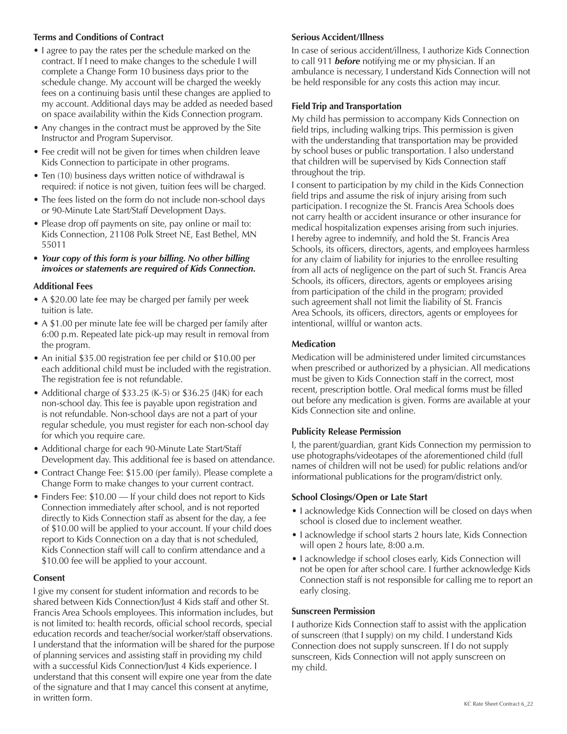### Terms and Conditions of Contract

- I agree to pay the rates per the schedule marked on the contract. If I need to make changes to the schedule I will complete a Change Form 10 business days prior to the schedule change. My account will be charged the weekly fees on a continuing basis until these changes are applied to my account. Additional days may be added as needed based on space availability within the Kids Connection program.
- Any changes in the contract must be approved by the Site Instructor and Program Supervisor.
- Fee credit will not be given for times when children leave Kids Connection to participate in other programs.
- Ten (10) business days written notice of withdrawal is required: if notice is not given, tuition fees will be charged.
- The fees listed on the form do not include non-school days or 90-Minute Late Start/Staff Development Days.
- Please drop off payments on site, pay online or mail to: Kids Connection, 21108 Polk Street NE, East Bethel, MN 55011
- ***Your copy of this form is your billing. No other billing invoices or statements are required of Kids Connection.***

### Additional Fees

- A $20.00 late fee may be charged per family per week tuition is late.
- A $1.00 per minute late fee will be charged per family after 6:00 p.m. Repeated late pick-up may result in removal from the program.
- An initial $35.00 registration fee per child or $10.00 per each additional child must be included with the registration. The registration fee is not refundable.
- Additional charge of $33.25 (K-5) or $36.25 (J4K) for each non-school day. This fee is payable upon registration and is not refundable. Non-school days are not a part of your regular schedule, you must register for each non-school day for which you require care.
- Additional charge for each 90-Minute Late Start/Staff Development day. This additional fee is based on attendance.
- Contract Change Fee: $15.00 (per family). Please complete a Change Form to make changes to your current contract.
- Finders Fee: $10.00 — If your child does not report to Kids Connection immediately after school, and is not reported directly to Kids Connection staff as absent for the day, a fee of $10.00 will be applied to your account. If your child does report to Kids Connection on a day that is not scheduled, Kids Connection staff will call to confirm attendance and a $10.00 fee will be applied to your account.

### Consent

I give my consent for student information and records to be shared between Kids Connection/Just 4 Kids staff and other St. Francis Area Schools employees. This information includes, but is not limited to: health records, official school records, special education records and teacher/social worker/staff observations. I understand that the information will be shared for the purpose of planning services and assisting staff in providing my child with a successful Kids Connection/Just 4 Kids experience. I understand that this consent will expire one year from the date of the signature and that I may cancel this consent at anytime, in written form.

### Serious Accident/Illness

In case of serious accident/illness, I authorize Kids Connection to call 911 ***before*** notifying me or my physician. If an ambulance is necessary, I understand Kids Connection will not be held responsible for any costs this action may incur.

### Field Trip and Transportation

My child has permission to accompany Kids Connection on field trips, including walking trips. This permission is given with the understanding that transportation may be provided by school buses or public transportation. I also understand that children will be supervised by Kids Connection staff throughout the trip.

I consent to participation by my child in the Kids Connection field trips and assume the risk of injury arising from such participation. I recognize the St. Francis Area Schools does not carry health or accident insurance or other insurance for medical hospitalization expenses arising from such injuries. I hereby agree to indemnify, and hold the St. Francis Area Schools, its officers, directors, agents, and employees harmless for any claim of liability for injuries to the enrollee resulting from all acts of negligence on the part of such St. Francis Area Schools, its officers, directors, agents or employees arising from participation of the child in the program; provided such agreement shall not limit the liability of St. Francis Area Schools, its officers, directors, agents or employees for intentional, willful or wanton acts.

### Medication

Medication will be administered under limited circumstances when prescribed or authorized by a physician. All medications must be given to Kids Connection staff in the correct, most recent, prescription bottle. Oral medical forms must be filled out before any medication is given. Forms are available at your Kids Connection site and online.

### Publicity Release Permission

I, the parent/guardian, grant Kids Connection my permission to use photographs/videotapes of the aforementioned child (full names of children will not be used) for public relations and/or informational publications for the program/district only.

### School Closings/Open or Late Start

- I acknowledge Kids Connection will be closed on days when school is closed due to inclement weather.
- I acknowledge if school starts 2 hours late, Kids Connection will open 2 hours late, 8:00 a.m.
- I acknowledge if school closes early, Kids Connection will not be open for after school care. I further acknowledge Kids Connection staff is not responsible for calling me to report an early closing.

### Sunscreen Permission

I authorize Kids Connection staff to assist with the application of sunscreen (that I supply) on my child. I understand Kids Connection does not supply sunscreen. If I do not supply sunscreen, Kids Connection will not apply sunscreen on my child.